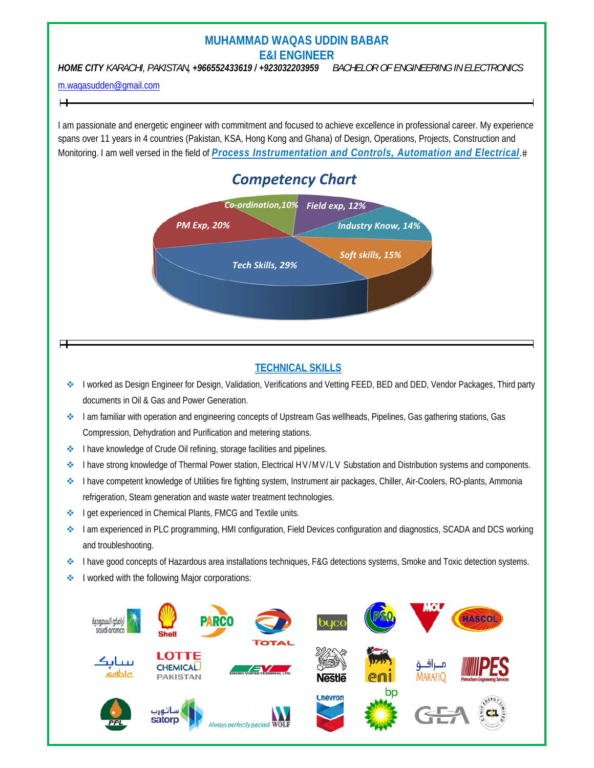# MUHAMMAD WAQAS UDDIN BABAR

## E&I ENGINEER

***HOME CITY*** *KARACHI, PAKISTAN,* ***+966552433619 / +923032203959*** *BACHELOR OF ENGINEERING IN ELECTRONICS*

m.waqasudden@gmail.com

---

I am passionate and energetic engineer with commitment and focused to achieve excellence in professional career. My experience spans over 11 years in 4 countries (Pakistan, KSA, Hong Kong and Ghana) of Design, Operations, Projects, Construction and Monitoring. I am well versed in the field of ***Process Instrumentation and Controls, Automation and Electrical***.

### Competency Chart

- Tech Skills, 29%
- PM Exp, 20%
- Soft skills, 15%
- Industry Know, 14%
- Field exp, 12%
- Co-ordination,10%

---

## TECHNICAL SKILLS

- I worked as Design Engineer for Design, Validation, Verifications and Vetting FEED, BED and DED, Vendor Packages, Third party documents in Oil & Gas and Power Generation.
- I am familiar with operation and engineering concepts of Upstream Gas wellheads, Pipelines, Gas gathering stations, Gas Compression, Dehydration and Purification and metering stations.
- I have knowledge of Crude Oil refining, storage facilities and pipelines.
- I have strong knowledge of Thermal Power station, Electrical HV/MV/LV Substation and Distribution systems and components.
- I have competent knowledge of Utilities fire fighting system, Instrument air packages, Chiller, Air-Coolers, RO-plants, Ammonia refrigeration, Steam generation and waste water treatment technologies.
- I get experienced in Chemical Plants, FMCG and Textile units.
- I am experienced in PLC programming, HMI configuration, Field Devices configuration and diagnostics, SCADA and DCS working and troubleshooting.
- I have good concepts of Hazardous area installations techniques, F&G detections systems, Smoke and Toxic detection systems.
- I worked with the following Major corporations:

Saudi Aramco, Shell, PARCO, TOTAL, byco, PSO, MOL, HASCOL, sabic, LOTTE CHEMICAL PAKISTAN, ENGRO VOPAK TERMINAL LTD., Nestlé, eni, MARAFIQ, PES Petrochem Engineering Services, PPL, satorp, WOLF, Chevron, bp, GEA, CENIT ENERGY LIMITED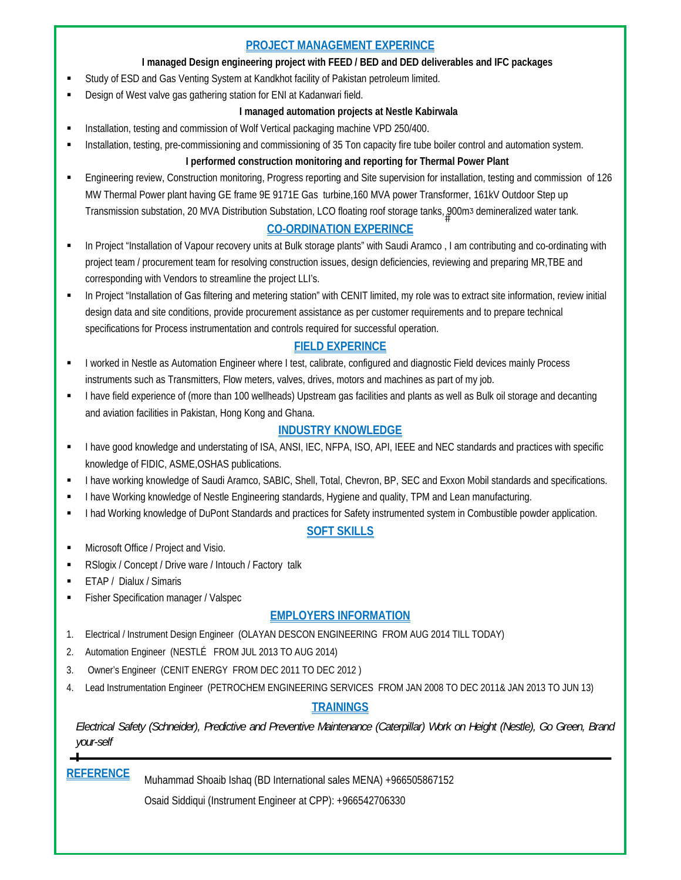## PROJECT MANAGEMENT EXPERINCE

**I managed Design engineering project with FEED / BED and DED deliverables and IFC packages**

- Study of ESD and Gas Venting System at Kandkhot facility of Pakistan petroleum limited.
- Design of West valve gas gathering station for ENI at Kadanwari field.

**I managed automation projects at Nestle Kabirwala**

- Installation, testing and commission of Wolf Vertical packaging machine VPD 250/400.
- Installation, testing, pre-commissioning and commissioning of 35 Ton capacity fire tube boiler control and automation system.

**I performed construction monitoring and reporting for Thermal Power Plant**

- Engineering review, Construction monitoring, Progress reporting and Site supervision for installation, testing and commission of 126 MW Thermal Power plant having GE frame 9E 9171E Gas turbine,160 MVA power Transformer, 161kV Outdoor Step up Transmission substation, 20 MVA Distribution Substation, LCO floating roof storage tanks, 900$m^3$ demineralized water tank.

## CO-ORDINATION EXPERINCE

- In Project "Installation of Vapour recovery units at Bulk storage plants" with Saudi Aramco , I am contributing and co-ordinating with project team / procurement team for resolving construction issues, design deficiencies, reviewing and preparing MR,TBE and corresponding with Vendors to streamline the project LLI's.
- In Project "Installation of Gas filtering and metering station" with CENIT limited, my role was to extract site information, review initial design data and site conditions, provide procurement assistance as per customer requirements and to prepare technical specifications for Process instrumentation and controls required for successful operation.

## FIELD EXPERINCE

- I worked in Nestle as Automation Engineer where I test, calibrate, configured and diagnostic Field devices mainly Process instruments such as Transmitters, Flow meters, valves, drives, motors and machines as part of my job.
- I have field experience of (more than 100 wellheads) Upstream gas facilities and plants as well as Bulk oil storage and decanting and aviation facilities in Pakistan, Hong Kong and Ghana.

## INDUSTRY KNOWLEDGE

- I have good knowledge and understating of ISA, ANSI, IEC, NFPA, ISO, API, IEEE and NEC standards and practices with specific knowledge of FIDIC, ASME,OSHAS publications.
- I have working knowledge of Saudi Aramco, SABIC, Shell, Total, Chevron, BP, SEC and Exxon Mobil standards and specifications.
- I have Working knowledge of Nestle Engineering standards, Hygiene and quality, TPM and Lean manufacturing.
- I had Working knowledge of DuPont Standards and practices for Safety instrumented system in Combustible powder application.

## SOFT SKILLS

- Microsoft Office / Project and Visio.
- RSlogix / Concept / Drive ware / Intouch / Factory talk
- ETAP / Dialux / Simaris
- Fisher Specification manager / Valspec

## EMPLOYERS INFORMATION

1. Electrical / Instrument Design Engineer (OLAYAN DESCON ENGINEERING FROM AUG 2014 TILL TODAY)
2. Automation Engineer (NESTLÉ FROM JUL 2013 TO AUG 2014)
3. Owner's Engineer (CENIT ENERGY FROM DEC 2011 TO DEC 2012 )
4. Lead Instrumentation Engineer (PETROCHEM ENGINEERING SERVICES FROM JAN 2008 TO DEC 2011& JAN 2013 TO JUN 13)

## TRAININGS

*Electrical Safety (Schneider), Predictive and Preventive Maintenance (Caterpillar) Work on Height (Nestle), Go Green, Brand your-self*

## REFERENCE

Muhammad Shoaib Ishaq (BD International sales MENA) +966505867152

Osaid Siddiqui (Instrument Engineer at CPP): +966542706330